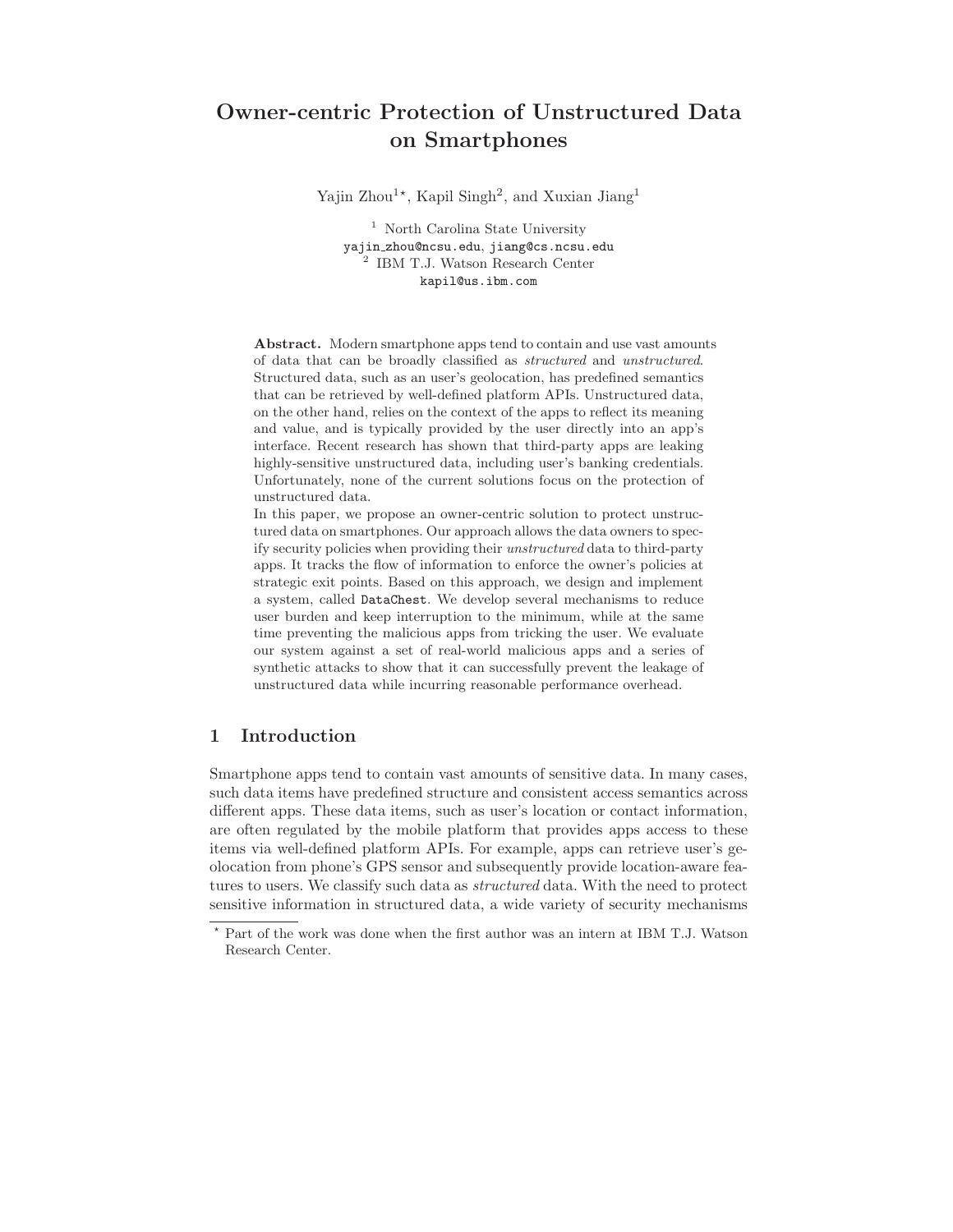# Owner-centric Protection of Unstructured Data on Smartphones

Yajin Zhou[1]*, Kapil Singh[2], and Xuxian Jiang[1]

[1] North Carolina State University
yajin_zhou@ncsu.edu, jiang@cs.ncsu.edu
[2] IBM T.J. Watson Research Center
kapil@us.ibm.com

**Abstract.** Modern smartphone apps tend to contain and use vast amounts of data that can be broadly classified as *structured* and *unstructured*. Structured data, such as an user's geolocation, has predefined semantics that can be retrieved by well-defined platform APIs. Unstructured data, on the other hand, relies on the context of the apps to reflect its meaning and value, and is typically provided by the user directly into an app's interface. Recent research has shown that third-party apps are leaking highly-sensitive unstructured data, including user's banking credentials. Unfortunately, none of the current solutions focus on the protection of unstructured data.

In this paper, we propose an owner-centric solution to protect unstructured data on smartphones. Our approach allows the data owners to specify security policies when providing their *unstructured* data to third-party apps. It tracks the flow of information to enforce the owner's policies at strategic exit points. Based on this approach, we design and implement a system, called DataChest. We develop several mechanisms to reduce user burden and keep interruption to the minimum, while at the same time preventing the malicious apps from tricking the user. We evaluate our system against a set of real-world malicious apps and a series of synthetic attacks to show that it can successfully prevent the leakage of unstructured data while incurring reasonable performance overhead.

## 1 Introduction

Smartphone apps tend to contain vast amounts of sensitive data. In many cases, such data items have predefined structure and consistent access semantics across different apps. These data items, such as user's location or contact information, are often regulated by the mobile platform that provides apps access to these items via well-defined platform APIs. For example, apps can retrieve user's geolocation from phone's GPS sensor and subsequently provide location-aware features to users. We classify such data as *structured* data. With the need to protect sensitive information in structured data, a wide variety of security mechanisms

* Part of the work was done when the first author was an intern at IBM T.J. Watson Research Center.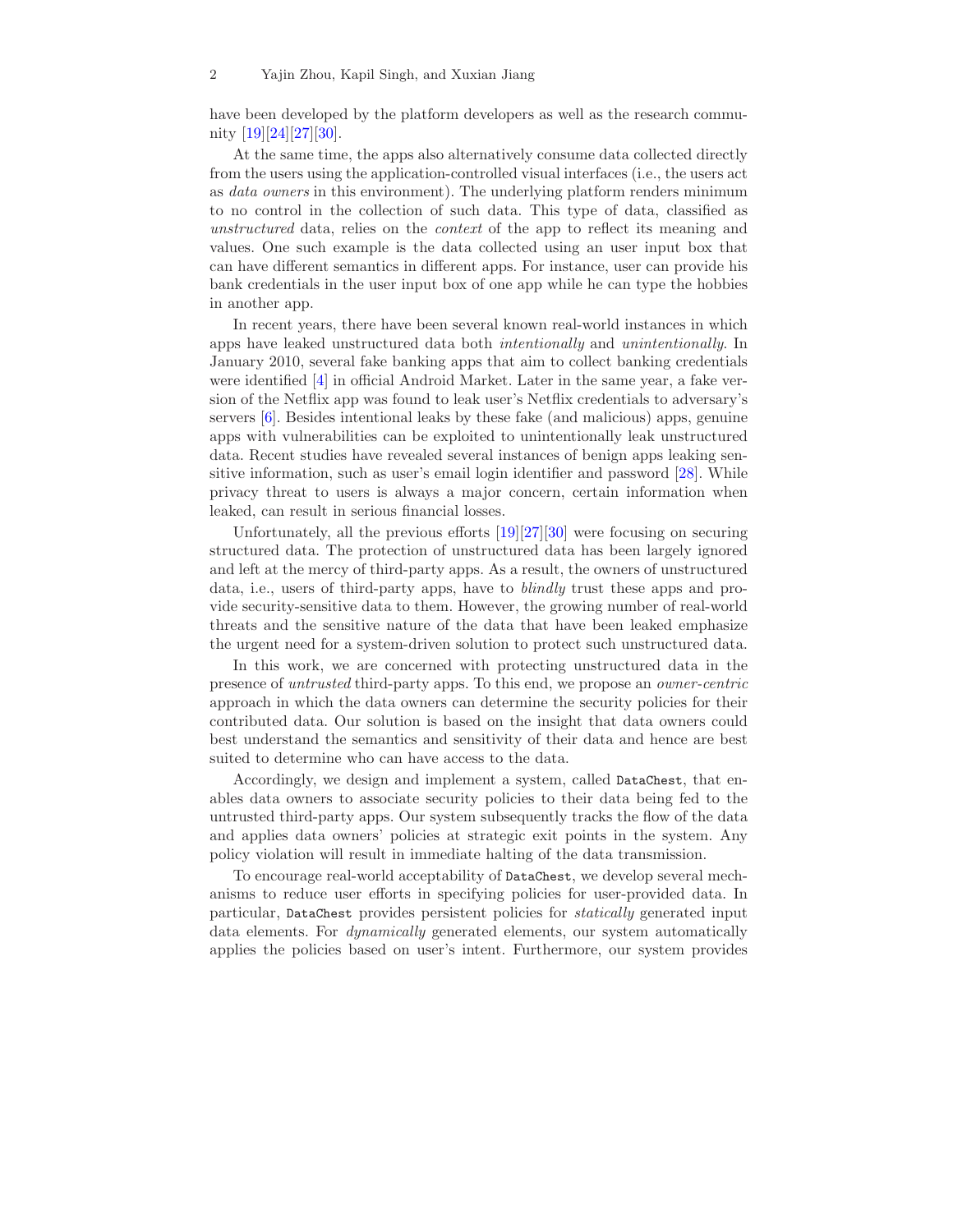have been developed by the platform developers as well as the research community [19][24][27][30].

At the same time, the apps also alternatively consume data collected directly from the users using the application-controlled visual interfaces (i.e., the users act as *data owners* in this environment). The underlying platform renders minimum to no control in the collection of such data. This type of data, classified as *unstructured* data, relies on the *context* of the app to reflect its meaning and values. One such example is the data collected using an user input box that can have different semantics in different apps. For instance, user can provide his bank credentials in the user input box of one app while he can type the hobbies in another app.

In recent years, there have been several known real-world instances in which apps have leaked unstructured data both *intentionally* and *unintentionally*. In January 2010, several fake banking apps that aim to collect banking credentials were identified [4] in official Android Market. Later in the same year, a fake version of the Netflix app was found to leak user's Netflix credentials to adversary's servers [6]. Besides intentional leaks by these fake (and malicious) apps, genuine apps with vulnerabilities can be exploited to unintentionally leak unstructured data. Recent studies have revealed several instances of benign apps leaking sensitive information, such as user's email login identifier and password [28]. While privacy threat to users is always a major concern, certain information when leaked, can result in serious financial losses.

Unfortunately, all the previous efforts [19][27][30] were focusing on securing structured data. The protection of unstructured data has been largely ignored and left at the mercy of third-party apps. As a result, the owners of unstructured data, i.e., users of third-party apps, have to *blindly* trust these apps and provide security-sensitive data to them. However, the growing number of real-world threats and the sensitive nature of the data that have been leaked emphasize the urgent need for a system-driven solution to protect such unstructured data.

In this work, we are concerned with protecting unstructured data in the presence of *untrusted* third-party apps. To this end, we propose an *owner-centric* approach in which the data owners can determine the security policies for their contributed data. Our solution is based on the insight that data owners could best understand the semantics and sensitivity of their data and hence are best suited to determine who can have access to the data.

Accordingly, we design and implement a system, called `DataChest`, that enables data owners to associate security policies to their data being fed to the untrusted third-party apps. Our system subsequently tracks the flow of the data and applies data owners' policies at strategic exit points in the system. Any policy violation will result in immediate halting of the data transmission.

To encourage real-world acceptability of `DataChest`, we develop several mechanisms to reduce user efforts in specifying policies for user-provided data. In particular, `DataChest` provides persistent policies for *statically* generated input data elements. For *dynamically* generated elements, our system automatically applies the policies based on user's intent. Furthermore, our system provides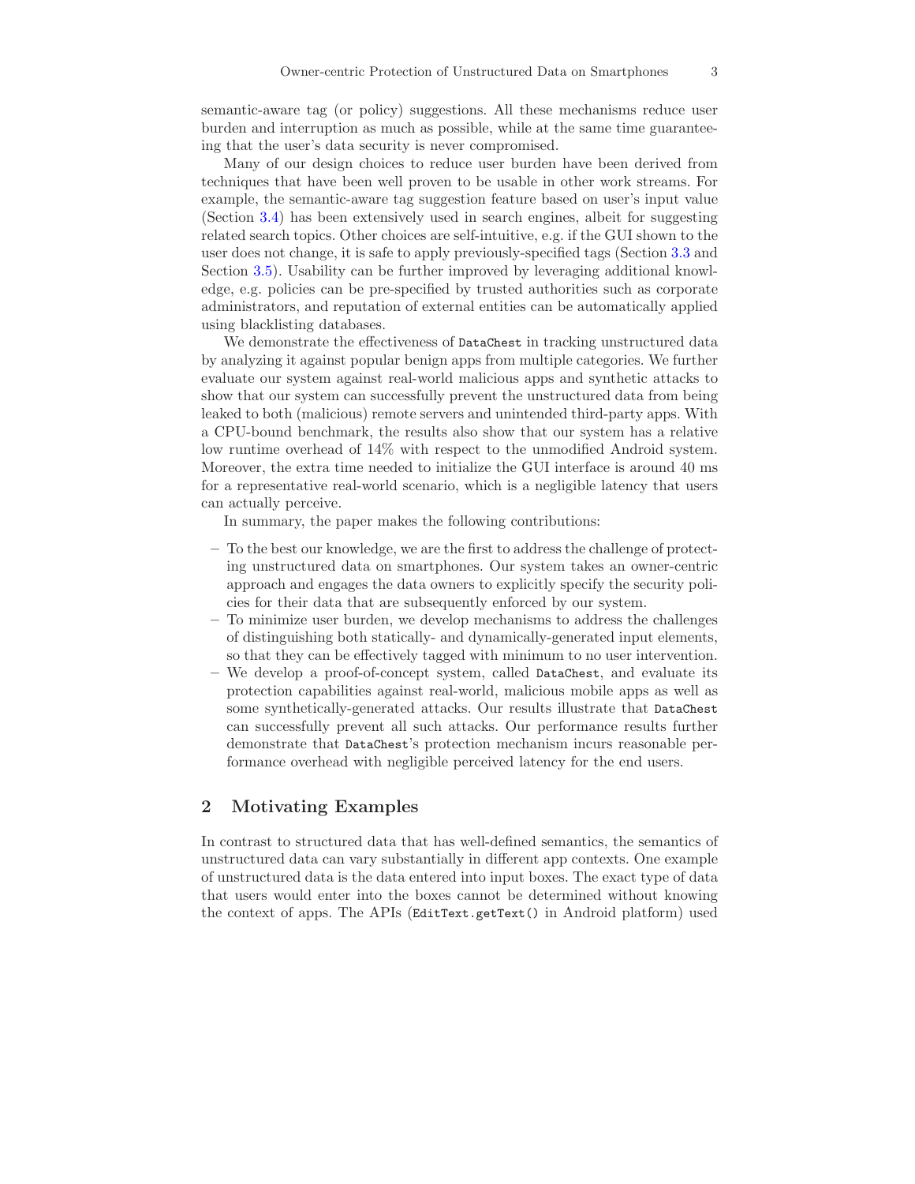semantic-aware tag (or policy) suggestions. All these mechanisms reduce user burden and interruption as much as possible, while at the same time guaranteeing that the user's data security is never compromised.

Many of our design choices to reduce user burden have been derived from techniques that have been well proven to be usable in other work streams. For example, the semantic-aware tag suggestion feature based on user's input value (Section 3.4) has been extensively used in search engines, albeit for suggesting related search topics. Other choices are self-intuitive, e.g. if the GUI shown to the user does not change, it is safe to apply previously-specified tags (Section 3.3 and Section 3.5). Usability can be further improved by leveraging additional knowledge, e.g. policies can be pre-specified by trusted authorities such as corporate administrators, and reputation of external entities can be automatically applied using blacklisting databases.

We demonstrate the effectiveness of `DataChest` in tracking unstructured data by analyzing it against popular benign apps from multiple categories. We further evaluate our system against real-world malicious apps and synthetic attacks to show that our system can successfully prevent the unstructured data from being leaked to both (malicious) remote servers and unintended third-party apps. With a CPU-bound benchmark, the results also show that our system has a relative low runtime overhead of 14% with respect to the unmodified Android system. Moreover, the extra time needed to initialize the GUI interface is around 40 ms for a representative real-world scenario, which is a negligible latency that users can actually perceive.

In summary, the paper makes the following contributions:

- To the best our knowledge, we are the first to address the challenge of protecting unstructured data on smartphones. Our system takes an owner-centric approach and engages the data owners to explicitly specify the security policies for their data that are subsequently enforced by our system.
- To minimize user burden, we develop mechanisms to address the challenges of distinguishing both statically- and dynamically-generated input elements, so that they can be effectively tagged with minimum to no user intervention.
- We develop a proof-of-concept system, called `DataChest`, and evaluate its protection capabilities against real-world, malicious mobile apps as well as some synthetically-generated attacks. Our results illustrate that `DataChest` can successfully prevent all such attacks. Our performance results further demonstrate that `DataChest`'s protection mechanism incurs reasonable performance overhead with negligible perceived latency for the end users.

## 2 Motivating Examples

In contrast to structured data that has well-defined semantics, the semantics of unstructured data can vary substantially in different app contexts. One example of unstructured data is the data entered into input boxes. The exact type of data that users would enter into the boxes cannot be determined without knowing the context of apps. The APIs (`EditText.getText()` in Android platform) used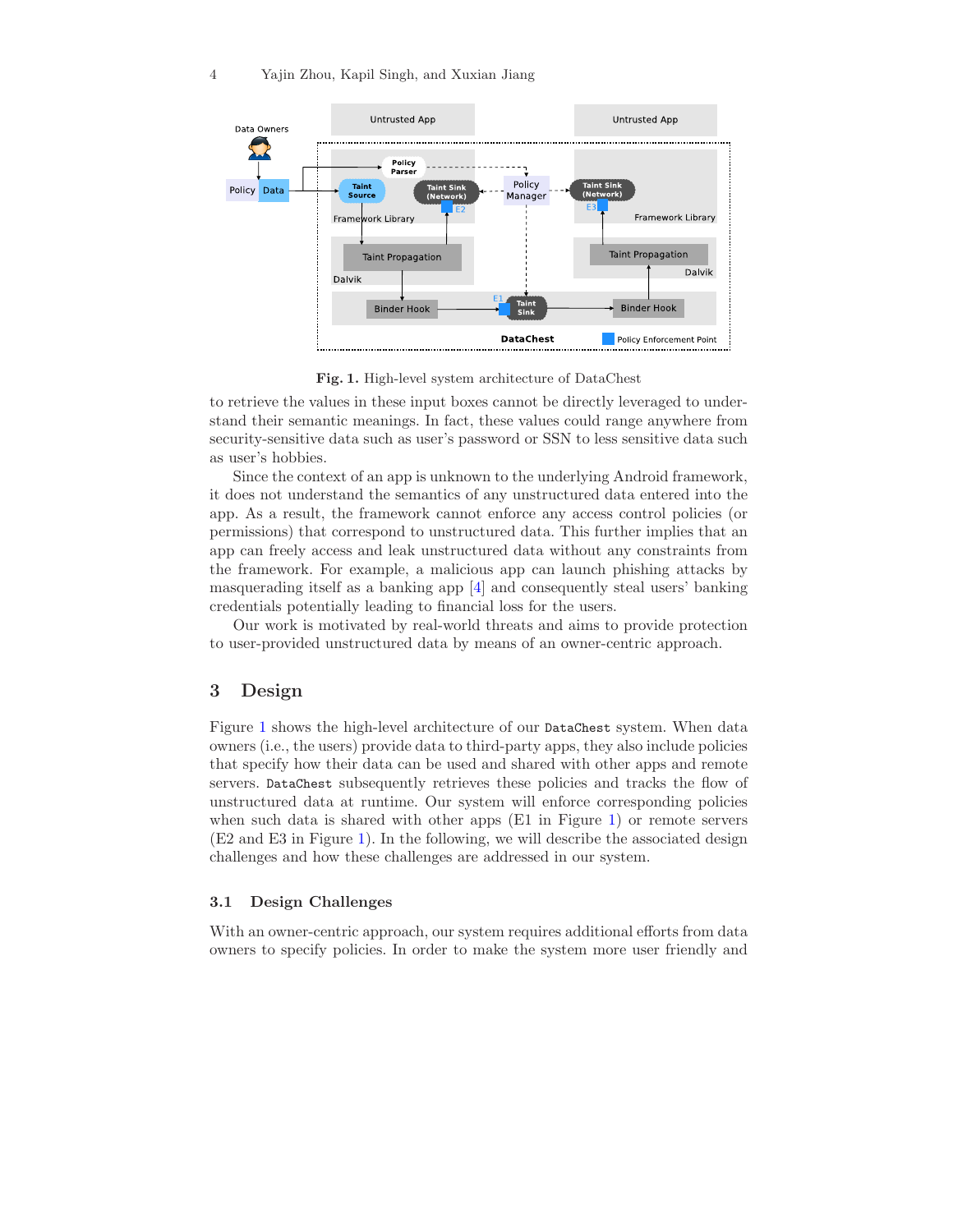**Fig. 1.** High-level system architecture of DataChest

to retrieve the values in these input boxes cannot be directly leveraged to understand their semantic meanings. In fact, these values could range anywhere from security-sensitive data such as user's password or SSN to less sensitive data such as user's hobbies.

Since the context of an app is unknown to the underlying Android framework, it does not understand the semantics of any unstructured data entered into the app. As a result, the framework cannot enforce any access control policies (or permissions) that correspond to unstructured data. This further implies that an app can freely access and leak unstructured data without any constraints from the framework. For example, a malicious app can launch phishing attacks by masquerading itself as a banking app [4] and consequently steal users' banking credentials potentially leading to financial loss for the users.

Our work is motivated by real-world threats and aims to provide protection to user-provided unstructured data by means of an owner-centric approach.

## 3 Design

Figure 1 shows the high-level architecture of our `DataChest` system. When data owners (i.e., the users) provide data to third-party apps, they also include policies that specify how their data can be used and shared with other apps and remote servers. `DataChest` subsequently retrieves these policies and tracks the flow of unstructured data at runtime. Our system will enforce corresponding policies when such data is shared with other apps (E1 in Figure 1) or remote servers (E2 and E3 in Figure 1). In the following, we will describe the associated design challenges and how these challenges are addressed in our system.

### 3.1 Design Challenges

With an owner-centric approach, our system requires additional efforts from data owners to specify policies. In order to make the system more user friendly and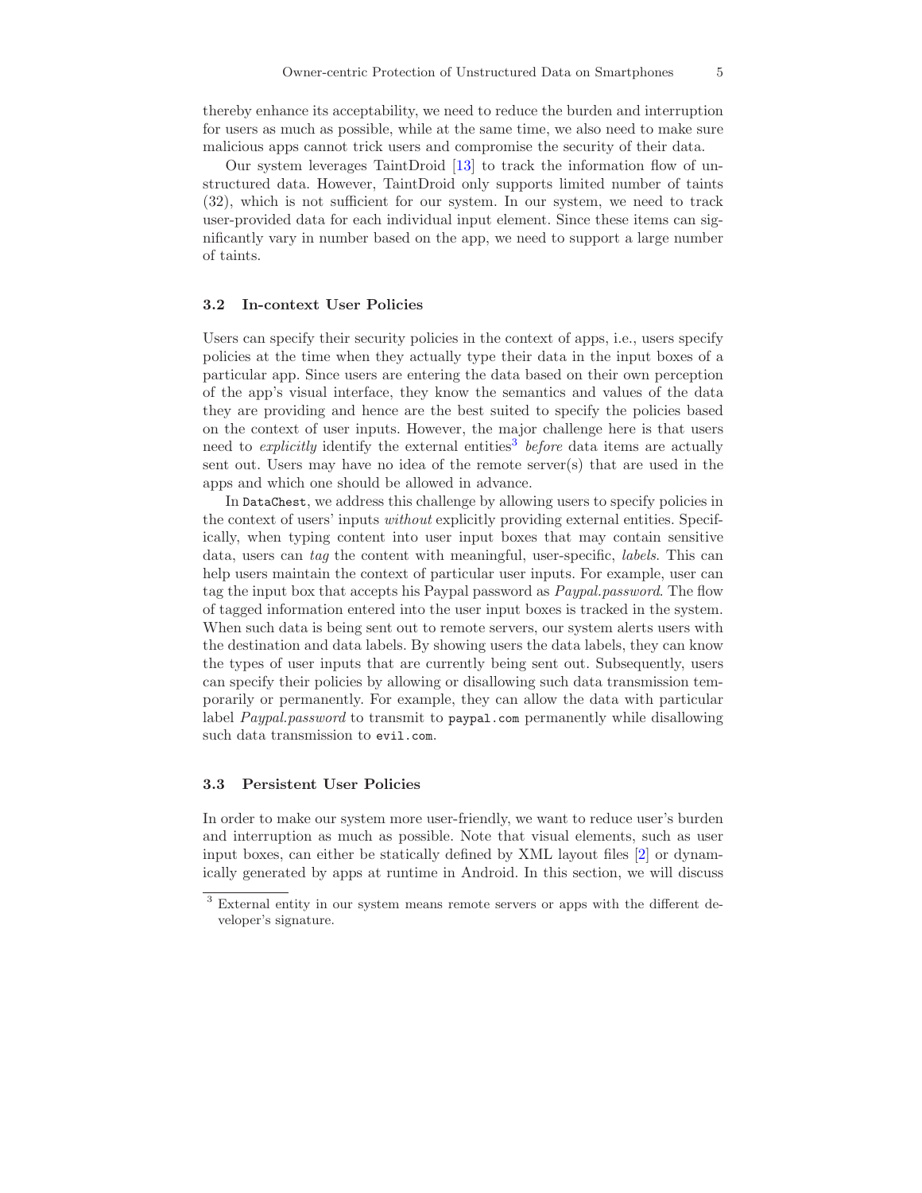thereby enhance its acceptability, we need to reduce the burden and interruption for users as much as possible, while at the same time, we also need to make sure malicious apps cannot trick users and compromise the security of their data.

Our system leverages TaintDroid [13] to track the information flow of unstructured data. However, TaintDroid only supports limited number of taints (32), which is not sufficient for our system. In our system, we need to track user-provided data for each individual input element. Since these items can significantly vary in number based on the app, we need to support a large number of taints.

### 3.2 In-context User Policies

Users can specify their security policies in the context of apps, i.e., users specify policies at the time when they actually type their data in the input boxes of a particular app. Since users are entering the data based on their own perception of the app's visual interface, they know the semantics and values of the data they are providing and hence are the best suited to specify the policies based on the context of user inputs. However, the major challenge here is that users need to *explicitly* identify the external entities[3] *before* data items are actually sent out. Users may have no idea of the remote server(s) that are used in the apps and which one should be allowed in advance.

In `DataChest`, we address this challenge by allowing users to specify policies in the context of users' inputs *without* explicitly providing external entities. Specifically, when typing content into user input boxes that may contain sensitive data, users can *tag* the content with meaningful, user-specific, *labels*. This can help users maintain the context of particular user inputs. For example, user can tag the input box that accepts his Paypal password as *Paypal.password*. The flow of tagged information entered into the user input boxes is tracked in the system. When such data is being sent out to remote servers, our system alerts users with the destination and data labels. By showing users the data labels, they can know the types of user inputs that are currently being sent out. Subsequently, users can specify their policies by allowing or disallowing such data transmission temporarily or permanently. For example, they can allow the data with particular label *Paypal.password* to transmit to `paypal.com` permanently while disallowing such data transmission to `evil.com`.

### 3.3 Persistent User Policies

In order to make our system more user-friendly, we want to reduce user's burden and interruption as much as possible. Note that visual elements, such as user input boxes, can either be statically defined by XML layout files [2] or dynamically generated by apps at runtime in Android. In this section, we will discuss

[3] External entity in our system means remote servers or apps with the different developer's signature.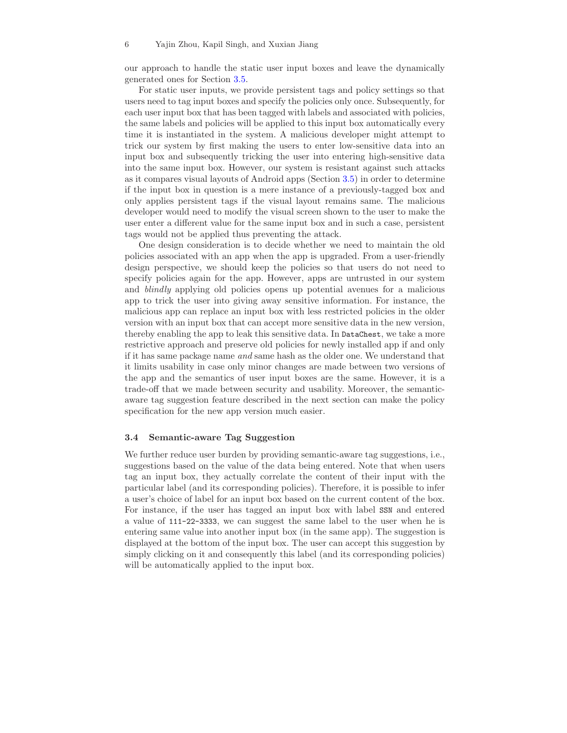our approach to handle the static user input boxes and leave the dynamically generated ones for Section 3.5.

For static user inputs, we provide persistent tags and policy settings so that users need to tag input boxes and specify the policies only once. Subsequently, for each user input box that has been tagged with labels and associated with policies, the same labels and policies will be applied to this input box automatically every time it is instantiated in the system. A malicious developer might attempt to trick our system by first making the users to enter low-sensitive data into an input box and subsequently tricking the user into entering high-sensitive data into the same input box. However, our system is resistant against such attacks as it compares visual layouts of Android apps (Section 3.5) in order to determine if the input box in question is a mere instance of a previously-tagged box and only applies persistent tags if the visual layout remains same. The malicious developer would need to modify the visual screen shown to the user to make the user enter a different value for the same input box and in such a case, persistent tags would not be applied thus preventing the attack.

One design consideration is to decide whether we need to maintain the old policies associated with an app when the app is upgraded. From a user-friendly design perspective, we should keep the policies so that users do not need to specify policies again for the app. However, apps are untrusted in our system and *blindly* applying old policies opens up potential avenues for a malicious app to trick the user into giving away sensitive information. For instance, the malicious app can replace an input box with less restricted policies in the older version with an input box that can accept more sensitive data in the new version, thereby enabling the app to leak this sensitive data. In `DataChest`, we take a more restrictive approach and preserve old policies for newly installed app if and only if it has same package name *and* same hash as the older one. We understand that it limits usability in case only minor changes are made between two versions of the app and the semantics of user input boxes are the same. However, it is a trade-off that we made between security and usability. Moreover, the semantic-aware tag suggestion feature described in the next section can make the policy specification for the new app version much easier.

### 3.4 Semantic-aware Tag Suggestion

We further reduce user burden by providing semantic-aware tag suggestions, i.e., suggestions based on the value of the data being entered. Note that when users tag an input box, they actually correlate the content of their input with the particular label (and its corresponding policies). Therefore, it is possible to infer a user's choice of label for an input box based on the current content of the box. For instance, if the user has tagged an input box with label `SSN` and entered a value of `111-22-3333`, we can suggest the same label to the user when he is entering same value into another input box (in the same app). The suggestion is displayed at the bottom of the input box. The user can accept this suggestion by simply clicking on it and consequently this label (and its corresponding policies) will be automatically applied to the input box.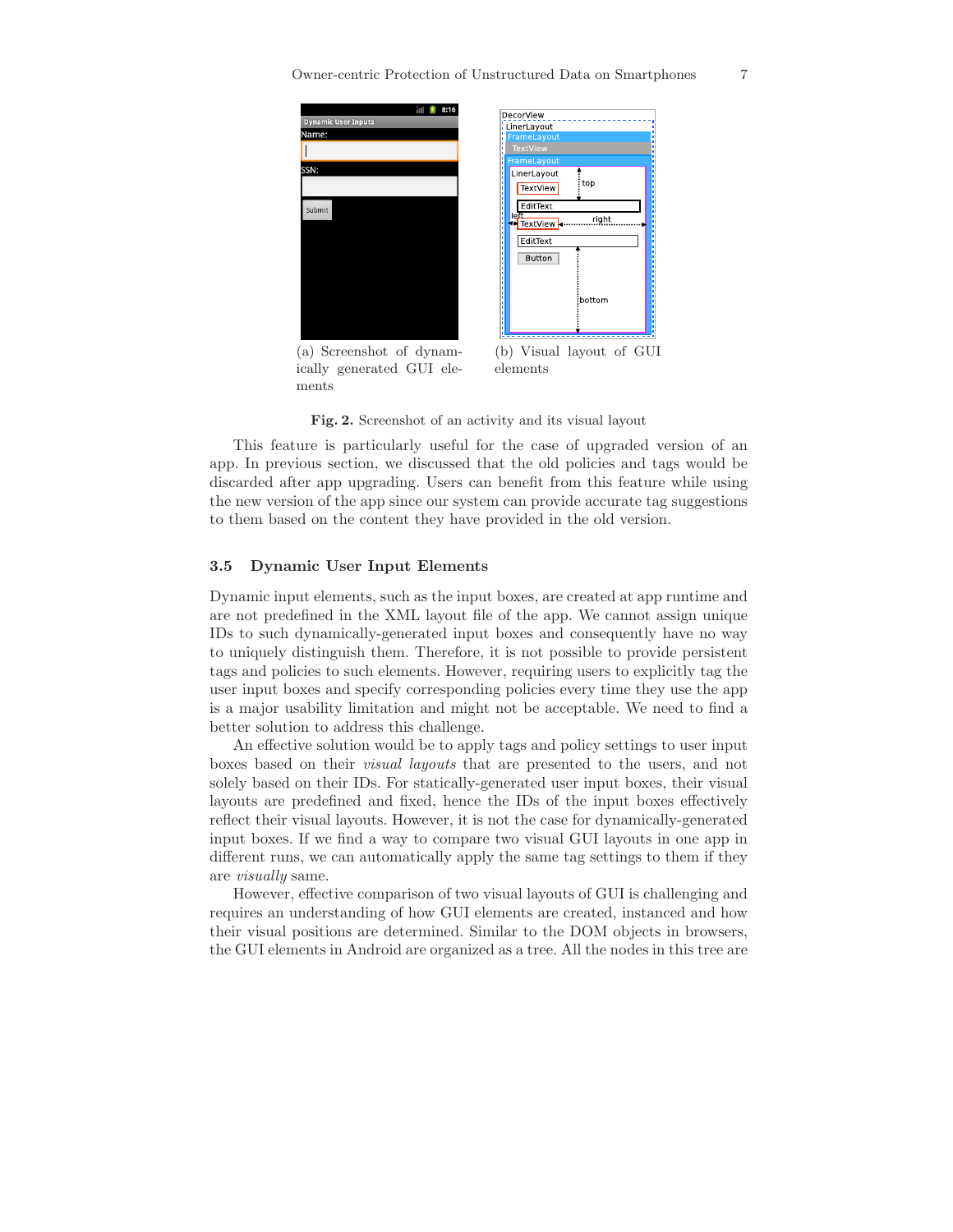(a) Screenshot of dynamically generated GUI elements

(b) Visual layout of GUI elements

**Fig. 2.** Screenshot of an activity and its visual layout

This feature is particularly useful for the case of upgraded version of an app. In previous section, we discussed that the old policies and tags would be discarded after app upgrading. Users can benefit from this feature while using the new version of the app since our system can provide accurate tag suggestions to them based on the content they have provided in the old version.

### 3.5 Dynamic User Input Elements

Dynamic input elements, such as the input boxes, are created at app runtime and are not predefined in the XML layout file of the app. We cannot assign unique IDs to such dynamically-generated input boxes and consequently have no way to uniquely distinguish them. Therefore, it is not possible to provide persistent tags and policies to such elements. However, requiring users to explicitly tag the user input boxes and specify corresponding policies every time they use the app is a major usability limitation and might not be acceptable. We need to find a better solution to address this challenge.

An effective solution would be to apply tags and policy settings to user input boxes based on their *visual layouts* that are presented to the users, and not solely based on their IDs. For statically-generated user input boxes, their visual layouts are predefined and fixed, hence the IDs of the input boxes effectively reflect their visual layouts. However, it is not the case for dynamically-generated input boxes. If we find a way to compare two visual GUI layouts in one app in different runs, we can automatically apply the same tag settings to them if they are *visually* same.

However, effective comparison of two visual layouts of GUI is challenging and requires an understanding of how GUI elements are created, instanced and how their visual positions are determined. Similar to the DOM objects in browsers, the GUI elements in Android are organized as a tree. All the nodes in this tree are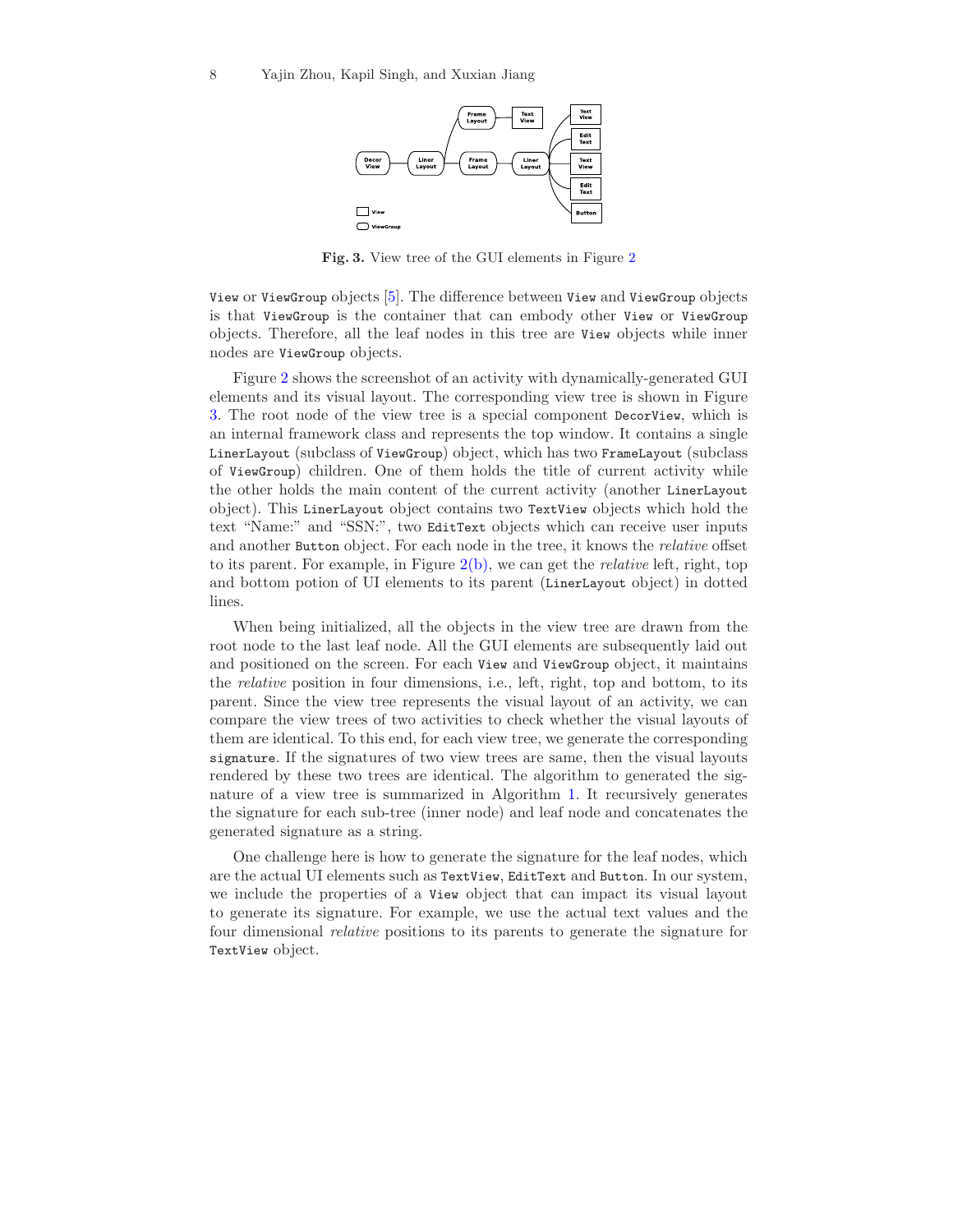Decor View
Liner Layout
Frame Layout
Text View
Frame Layout
Liner Layout
Text View
Edit Text
Text View
Edit Text
Button
View
ViewGroup

**Fig. 3.** View tree of the GUI elements in Figure 2

`View` or `ViewGroup` objects [5]. The difference between `View` and `ViewGroup` objects is that `ViewGroup` is the container that can embody other `View` or `ViewGroup` objects. Therefore, all the leaf nodes in this tree are `View` objects while inner nodes are `ViewGroup` objects.

Figure 2 shows the screenshot of an activity with dynamically-generated GUI elements and its visual layout. The corresponding view tree is shown in Figure 3. The root node of the view tree is a special component `DecorView`, which is an internal framework class and represents the top window. It contains a single `LinerLayout` (subclass of `ViewGroup`) object, which has two `FrameLayout` (subclass of `ViewGroup`) children. One of them holds the title of current activity while the other holds the main content of the current activity (another `LinerLayout` object). This `LinerLayout` object contains two `TextView` objects which hold the text "Name:" and "SSN:", two `EditText` objects which can receive user inputs and another `Button` object. For each node in the tree, it knows the *relative* offset to its parent. For example, in Figure 2(b), we can get the *relative* left, right, top and bottom potion of UI elements to its parent (`LinerLayout` object) in dotted lines.

When being initialized, all the objects in the view tree are drawn from the root node to the last leaf node. All the GUI elements are subsequently laid out and positioned on the screen. For each `View` and `ViewGroup` object, it maintains the *relative* position in four dimensions, i.e., left, right, top and bottom, to its parent. Since the view tree represents the visual layout of an activity, we can compare the view trees of two activities to check whether the visual layouts of them are identical. To this end, for each view tree, we generate the corresponding `signature`. If the signatures of two view trees are same, then the visual layouts rendered by these two trees are identical. The algorithm to generated the signature of a view tree is summarized in Algorithm 1. It recursively generates the signature for each sub-tree (inner node) and leaf node and concatenates the generated signature as a string.

One challenge here is how to generate the signature for the leaf nodes, which are the actual UI elements such as `TextView`, `EditText` and `Button`. In our system, we include the properties of a `View` object that can impact its visual layout to generate its signature. For example, we use the actual text values and the four dimensional *relative* positions to its parents to generate the signature for `TextView` object.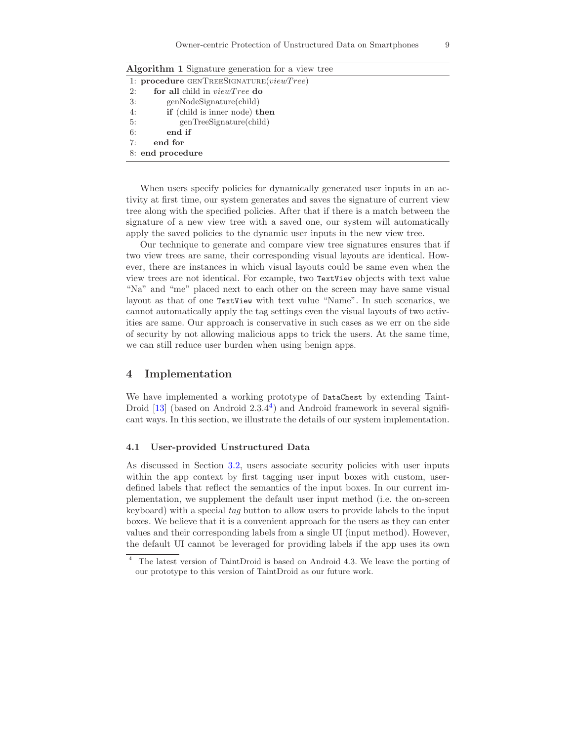**Algorithm 1** Signature generation for a view tree

```
1: procedure GENTREESIGNATURE(viewTree)
2:     for all child in viewTree do
3:         genNodeSignature(child)
4:         if (child is inner node) then
5:             genTreeSignature(child)
6:         end if
7:     end for
8: end procedure
```

When users specify policies for dynamically generated user inputs in an activity at first time, our system generates and saves the signature of current view tree along with the specified policies. After that if there is a match between the signature of a new view tree with a saved one, our system will automatically apply the saved policies to the dynamic user inputs in the new view tree.

Our technique to generate and compare view tree signatures ensures that if two view trees are same, their corresponding visual layouts are identical. However, there are instances in which visual layouts could be same even when the view trees are not identical. For example, two `TextView` objects with text value "Na" and "me" placed next to each other on the screen may have same visual layout as that of one `TextView` with text value "Name". In such scenarios, we cannot automatically apply the tag settings even the visual layouts of two activities are same. Our approach is conservative in such cases as we err on the side of security by not allowing malicious apps to trick the users. At the same time, we can still reduce user burden when using benign apps.

## 4 Implementation

We have implemented a working prototype of `DataChest` by extending TaintDroid [13] (based on Android 2.3.4[4]) and Android framework in several significant ways. In this section, we illustrate the details of our system implementation.

### 4.1 User-provided Unstructured Data

As discussed in Section 3.2, users associate security policies with user inputs within the app context by first tagging user input boxes with custom, user-defined labels that reflect the semantics of the input boxes. In our current implementation, we supplement the default user input method (i.e. the on-screen keyboard) with a special *tag* button to allow users to provide labels to the input boxes. We believe that it is a convenient approach for the users as they can enter values and their corresponding labels from a single UI (input method). However, the default UI cannot be leveraged for providing labels if the app uses its own

[4] The latest version of TaintDroid is based on Android 4.3. We leave the porting of our prototype to this version of TaintDroid as our future work.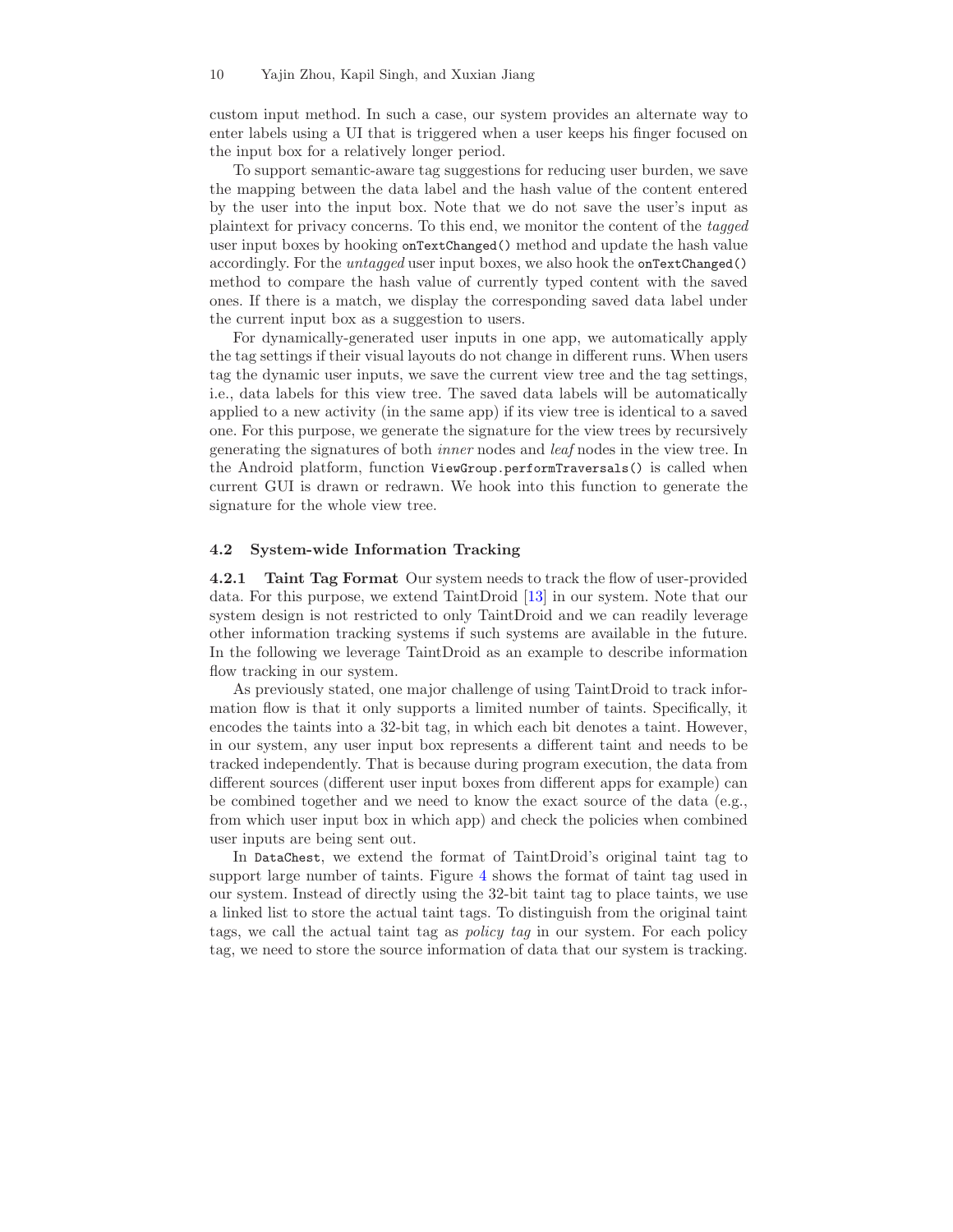custom input method. In such a case, our system provides an alternate way to enter labels using a UI that is triggered when a user keeps his finger focused on the input box for a relatively longer period.

To support semantic-aware tag suggestions for reducing user burden, we save the mapping between the data label and the hash value of the content entered by the user into the input box. Note that we do not save the user's input as plaintext for privacy concerns. To this end, we monitor the content of the *tagged* user input boxes by hooking `onTextChanged()` method and update the hash value accordingly. For the *untagged* user input boxes, we also hook the `onTextChanged()` method to compare the hash value of currently typed content with the saved ones. If there is a match, we display the corresponding saved data label under the current input box as a suggestion to users.

For dynamically-generated user inputs in one app, we automatically apply the tag settings if their visual layouts do not change in different runs. When users tag the dynamic user inputs, we save the current view tree and the tag settings, i.e., data labels for this view tree. The saved data labels will be automatically applied to a new activity (in the same app) if its view tree is identical to a saved one. For this purpose, we generate the signature for the view trees by recursively generating the signatures of both *inner* nodes and *leaf* nodes in the view tree. In the Android platform, function `ViewGroup.performTraversals()` is called when current GUI is drawn or redrawn. We hook into this function to generate the signature for the whole view tree.

### 4.2 System-wide Information Tracking

**4.2.1 Taint Tag Format** Our system needs to track the flow of user-provided data. For this purpose, we extend TaintDroid [13] in our system. Note that our system design is not restricted to only TaintDroid and we can readily leverage other information tracking systems if such systems are available in the future. In the following we leverage TaintDroid as an example to describe information flow tracking in our system.

As previously stated, one major challenge of using TaintDroid to track information flow is that it only supports a limited number of taints. Specifically, it encodes the taints into a 32-bit tag, in which each bit denotes a taint. However, in our system, any user input box represents a different taint and needs to be tracked independently. That is because during program execution, the data from different sources (different user input boxes from different apps for example) can be combined together and we need to know the exact source of the data (e.g., from which user input box in which app) and check the policies when combined user inputs are being sent out.

In `DataChest`, we extend the format of TaintDroid's original taint tag to support large number of taints. Figure 4 shows the format of taint tag used in our system. Instead of directly using the 32-bit taint tag to place taints, we use a linked list to store the actual taint tags. To distinguish from the original taint tags, we call the actual taint tag as *policy tag* in our system. For each policy tag, we need to store the source information of data that our system is tracking.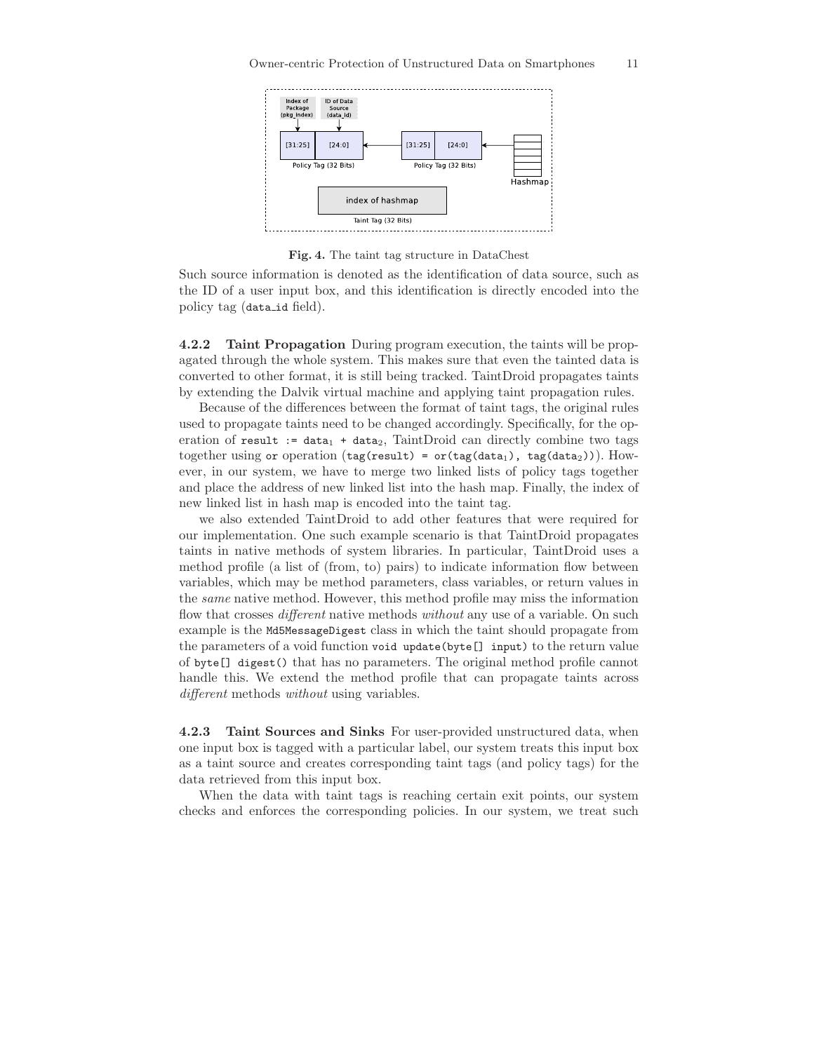Index of Package (pkg_index)

ID of Data Source (data_id)

[31:25] [24:0]

Policy Tag (32 Bits)

[31:25] [24:0]

Policy Tag (32 Bits)

Hashmap

index of hashmap

Taint Tag (32 Bits)

**Fig. 4.** The taint tag structure in DataChest

Such source information is denoted as the identification of data source, such as the ID of a user input box, and this identification is directly encoded into the policy tag (`data_id` field).

**4.2.2 Taint Propagation** During program execution, the taints will be propagated through the whole system. This makes sure that even the tainted data is converted to other format, it is still being tracked. TaintDroid propagates taints by extending the Dalvik virtual machine and applying taint propagation rules.

Because of the differences between the format of taint tags, the original rules used to propagate taints need to be changed accordingly. Specifically, for the operation of `result := data`$_1$ `+ data`$_2$, TaintDroid can directly combine two tags together using `or` operation (`tag(result) = or(tag(data`$_1$`), tag(data`$_2$`))`). However, in our system, we have to merge two linked lists of policy tags together and place the address of new linked list into the hash map. Finally, the index of new linked list in hash map is encoded into the taint tag.

we also extended TaintDroid to add other features that were required for our implementation. One such example scenario is that TaintDroid propagates taints in native methods of system libraries. In particular, TaintDroid uses a method profile (a list of (from, to) pairs) to indicate information flow between variables, which may be method parameters, class variables, or return values in the *same* native method. However, this method profile may miss the information flow that crosses *different* native methods *without* any use of a variable. On such example is the `Md5MessageDigest` class in which the taint should propagate from the parameters of a void function `void update(byte[] input)` to the return value of `byte[] digest()` that has no parameters. The original method profile cannot handle this. We extend the method profile that can propagate taints across *different* methods *without* using variables.

**4.2.3 Taint Sources and Sinks** For user-provided unstructured data, when one input box is tagged with a particular label, our system treats this input box as a taint source and creates corresponding taint tags (and policy tags) for the data retrieved from this input box.

When the data with taint tags is reaching certain exit points, our system checks and enforces the corresponding policies. In our system, we treat such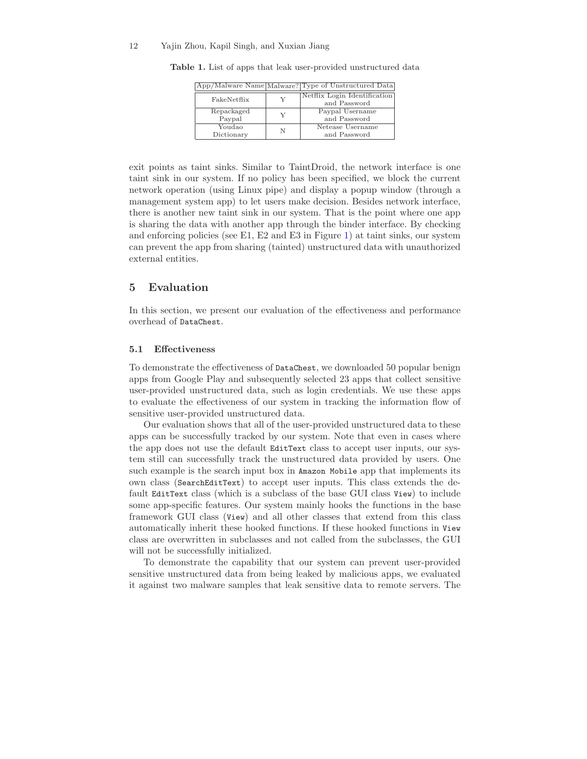**Table 1.** List of apps that leak user-provided unstructured data

| App/Malware Name | Malware? | Type of Unstructured Data |
|---|---|---|
| FakeNetflix | Y | Netflix Login Identification and Password |
| Repackaged Paypal | Y | Paypal Username and Password |
| Youdao Dictionary | N | Netease Username and Password |

exit points as taint sinks. Similar to TaintDroid, the network interface is one taint sink in our system. If no policy has been specified, we block the current network operation (using Linux pipe) and display a popup window (through a management system app) to let users make decision. Besides network interface, there is another new taint sink in our system. That is the point where one app is sharing the data with another app through the binder interface. By checking and enforcing policies (see E1, E2 and E3 in Figure 1) at taint sinks, our system can prevent the app from sharing (tainted) unstructured data with unauthorized external entities.

## 5 Evaluation

In this section, we present our evaluation of the effectiveness and performance overhead of `DataChest`.

### 5.1 Effectiveness

To demonstrate the effectiveness of `DataChest`, we downloaded 50 popular benign apps from Google Play and subsequently selected 23 apps that collect sensitive user-provided unstructured data, such as login credentials. We use these apps to evaluate the effectiveness of our system in tracking the information flow of sensitive user-provided unstructured data.

Our evaluation shows that all of the user-provided unstructured data to these apps can be successfully tracked by our system. Note that even in cases where the app does not use the default `EditText` class to accept user inputs, our system still can successfully track the unstructured data provided by users. One such example is the search input box in `Amazon Mobile` app that implements its own class (`SearchEditText`) to accept user inputs. This class extends the default `EditText` class (which is a subclass of the base GUI class `View`) to include some app-specific features. Our system mainly hooks the functions in the base framework GUI class (`View`) and all other classes that extend from this class automatically inherit these hooked functions. If these hooked functions in `View` class are overwritten in subclasses and not called from the subclasses, the GUI will not be successfully initialized.

To demonstrate the capability that our system can prevent user-provided sensitive unstructured data from being leaked by malicious apps, we evaluated it against two malware samples that leak sensitive data to remote servers. The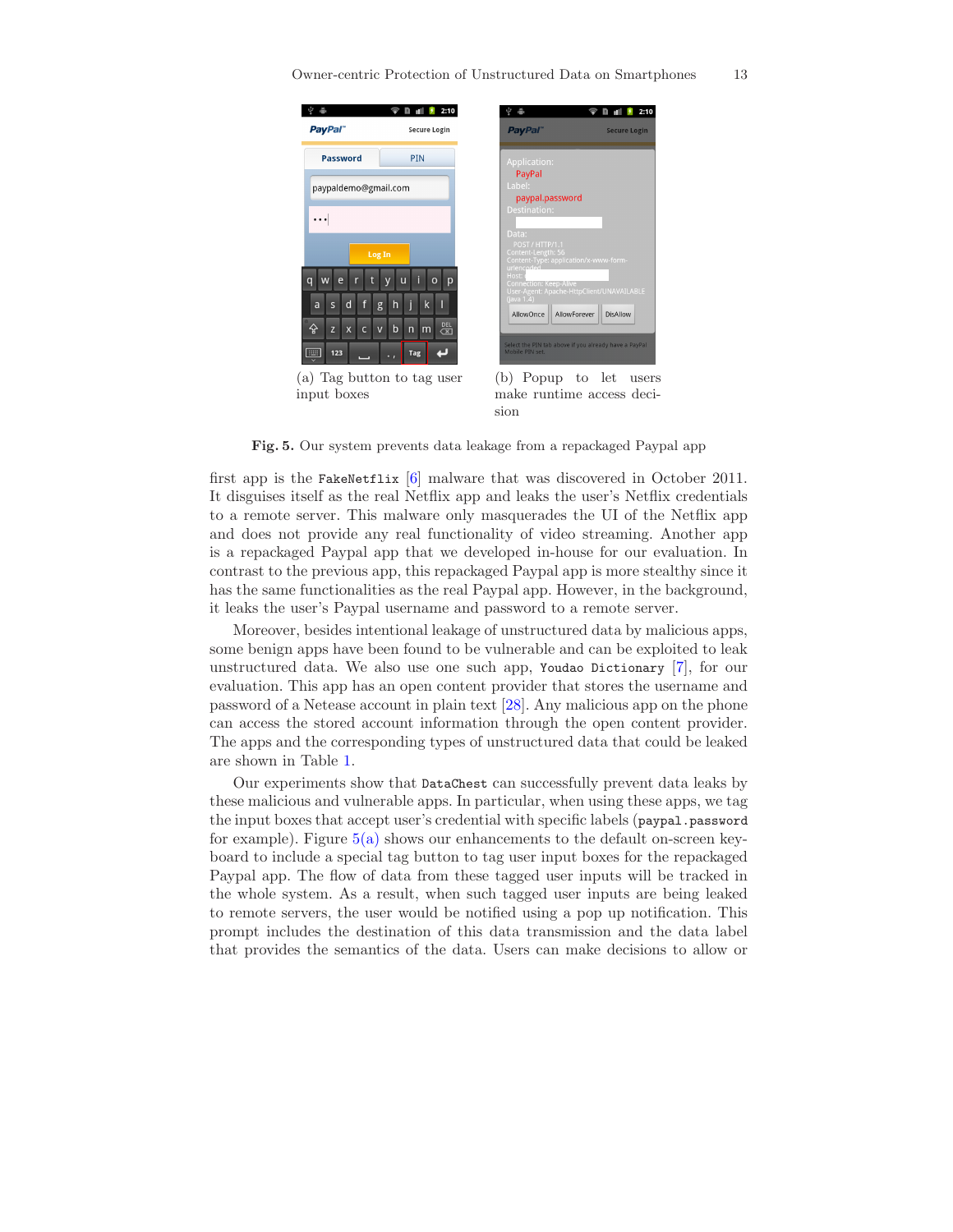(a) Tag button to tag user input boxes

(b) Popup to let users make runtime access decision

**Fig. 5.** Our system prevents data leakage from a repackaged Paypal app

first app is the `FakeNetflix` [6] malware that was discovered in October 2011. It disguises itself as the real Netflix app and leaks the user's Netflix credentials to a remote server. This malware only masquerades the UI of the Netflix app and does not provide any real functionality of video streaming. Another app is a repackaged Paypal app that we developed in-house for our evaluation. In contrast to the previous app, this repackaged Paypal app is more stealthy since it has the same functionalities as the real Paypal app. However, in the background, it leaks the user's Paypal username and password to a remote server.

Moreover, besides intentional leakage of unstructured data by malicious apps, some benign apps have been found to be vulnerable and can be exploited to leak unstructured data. We also use one such app, `Youdao Dictionary` [7], for our evaluation. This app has an open content provider that stores the username and password of a Netease account in plain text [28]. Any malicious app on the phone can access the stored account information through the open content provider. The apps and the corresponding types of unstructured data that could be leaked are shown in Table 1.

Our experiments show that `DataChest` can successfully prevent data leaks by these malicious and vulnerable apps. In particular, when using these apps, we tag the input boxes that accept user's credential with specific labels (`paypal.password` for example). Figure 5(a) shows our enhancements to the default on-screen keyboard to include a special tag button to tag user input boxes for the repackaged Paypal app. The flow of data from these tagged user inputs will be tracked in the whole system. As a result, when such tagged user inputs are being leaked to remote servers, the user would be notified using a pop up notification. This prompt includes the destination of this data transmission and the data label that provides the semantics of the data. Users can make decisions to allow or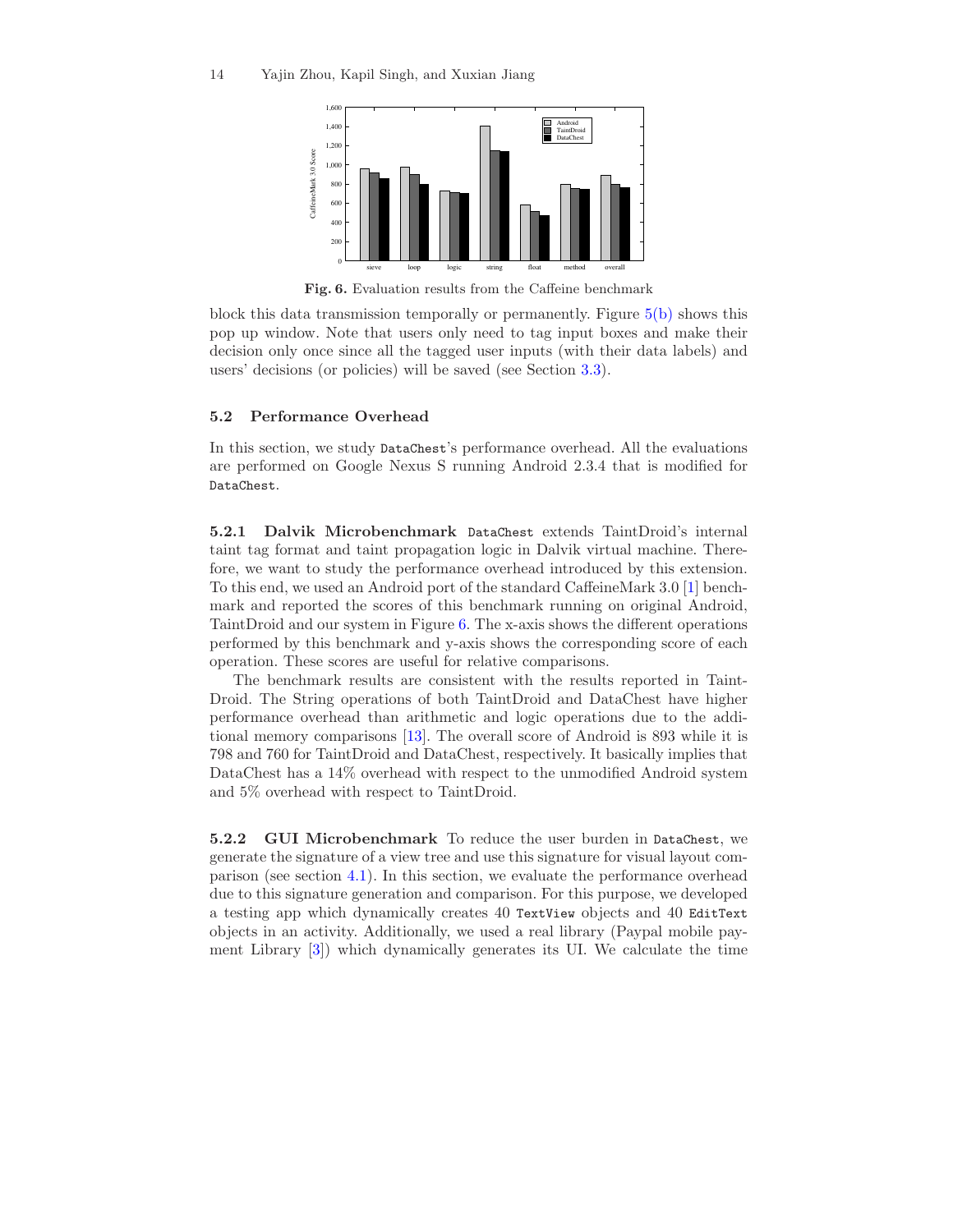Fig. 6. Evaluation results from the Caffeine benchmark

block this data transmission temporally or permanently. Figure 5(b) shows this pop up window. Note that users only need to tag input boxes and make their decision only once since all the tagged user inputs (with their data labels) and users' decisions (or policies) will be saved (see Section 3.3).

### 5.2 Performance Overhead

In this section, we study DataChest's performance overhead. All the evaluations are performed on Google Nexus S running Android 2.3.4 that is modified for DataChest.

**5.2.1 Dalvik Microbenchmark** DataChest extends TaintDroid's internal taint tag format and taint propagation logic in Dalvik virtual machine. Therefore, we want to study the performance overhead introduced by this extension. To this end, we used an Android port of the standard CaffeineMark 3.0 [1] benchmark and reported the scores of this benchmark running on original Android, TaintDroid and our system in Figure 6. The x-axis shows the different operations performed by this benchmark and y-axis shows the corresponding score of each operation. These scores are useful for relative comparisons.

The benchmark results are consistent with the results reported in TaintDroid. The String operations of both TaintDroid and DataChest have higher performance overhead than arithmetic and logic operations due to the additional memory comparisons [13]. The overall score of Android is 893 while it is 798 and 760 for TaintDroid and DataChest, respectively. It basically implies that DataChest has a 14% overhead with respect to the unmodified Android system and 5% overhead with respect to TaintDroid.

**5.2.2 GUI Microbenchmark** To reduce the user burden in DataChest, we generate the signature of a view tree and use this signature for visual layout comparison (see section 4.1). In this section, we evaluate the performance overhead due to this signature generation and comparison. For this purpose, we developed a testing app which dynamically creates 40 TextView objects and 40 EditText objects in an activity. Additionally, we used a real library (Paypal mobile payment Library [3]) which dynamically generates its UI. We calculate the time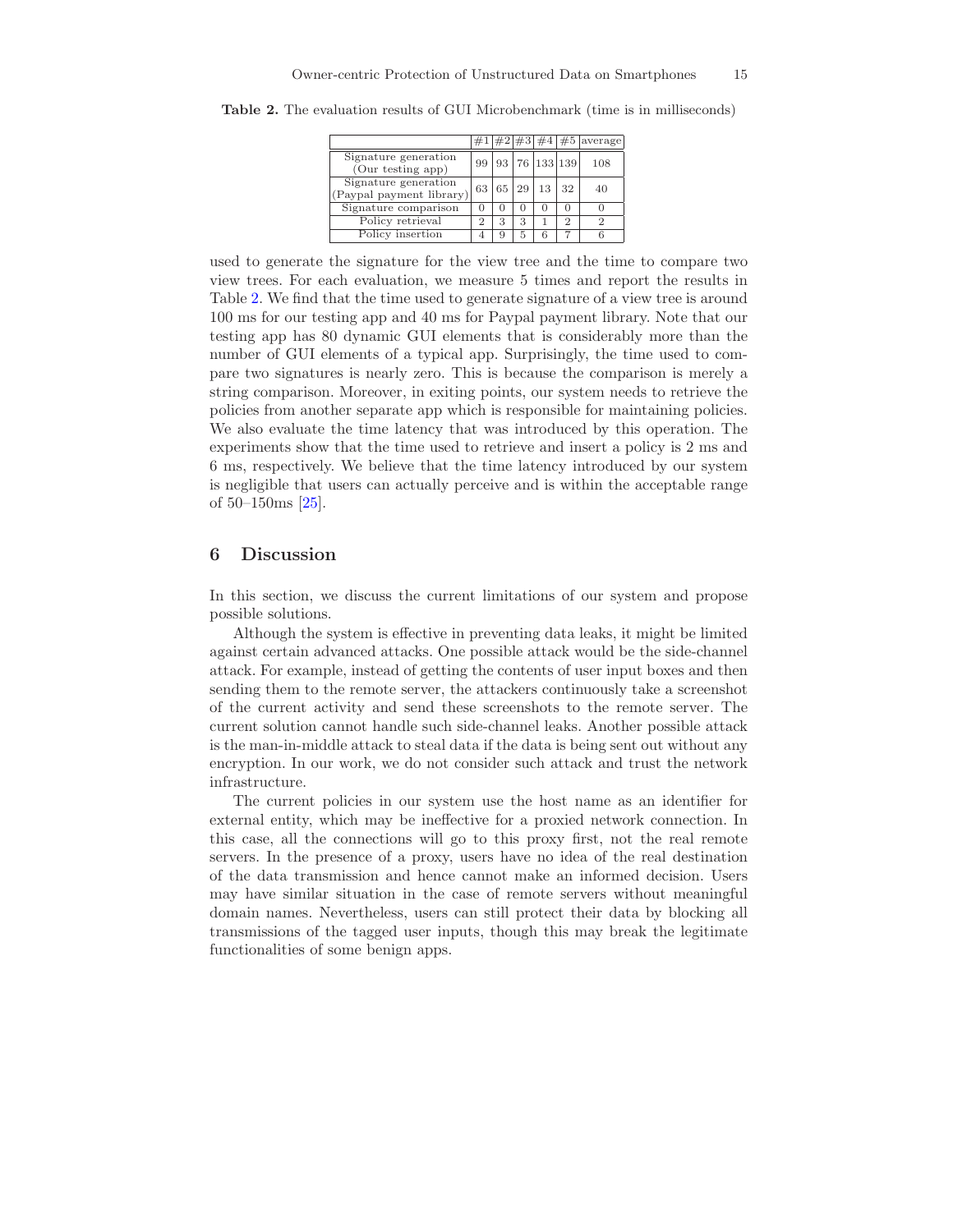**Table 2.** The evaluation results of GUI Microbenchmark (time is in milliseconds)

| | #1 | #2 | #3 | #4 | #5 | average |
|---|---|---|---|---|---|---|
| Signature generation (Our testing app) | 99 | 93 | 76 | 133 | 139 | 108 |
| Signature generation (Paypal payment library) | 63 | 65 | 29 | 13 | 32 | 40 |
| Signature comparison | 0 | 0 | 0 | 0 | 0 | 0 |
| Policy retrieval | 2 | 3 | 3 | 1 | 2 | 2 |
| Policy insertion | 4 | 9 | 5 | 6 | 7 | 6 |

used to generate the signature for the view tree and the time to compare two view trees. For each evaluation, we measure 5 times and report the results in Table 2. We find that the time used to generate signature of a view tree is around 100 ms for our testing app and 40 ms for Paypal payment library. Note that our testing app has 80 dynamic GUI elements that is considerably more than the number of GUI elements of a typical app. Surprisingly, the time used to compare two signatures is nearly zero. This is because the comparison is merely a string comparison. Moreover, in exiting points, our system needs to retrieve the policies from another separate app which is responsible for maintaining policies. We also evaluate the time latency that was introduced by this operation. The experiments show that the time used to retrieve and insert a policy is 2 ms and 6 ms, respectively. We believe that the time latency introduced by our system is negligible that users can actually perceive and is within the acceptable range of 50–150ms [25].

## 6 Discussion

In this section, we discuss the current limitations of our system and propose possible solutions.

Although the system is effective in preventing data leaks, it might be limited against certain advanced attacks. One possible attack would be the side-channel attack. For example, instead of getting the contents of user input boxes and then sending them to the remote server, the attackers continuously take a screenshot of the current activity and send these screenshots to the remote server. The current solution cannot handle such side-channel leaks. Another possible attack is the man-in-middle attack to steal data if the data is being sent out without any encryption. In our work, we do not consider such attack and trust the network infrastructure.

The current policies in our system use the host name as an identifier for external entity, which may be ineffective for a proxied network connection. In this case, all the connections will go to this proxy first, not the real remote servers. In the presence of a proxy, users have no idea of the real destination of the data transmission and hence cannot make an informed decision. Users may have similar situation in the case of remote servers without meaningful domain names. Nevertheless, users can still protect their data by blocking all transmissions of the tagged user inputs, though this may break the legitimate functionalities of some benign apps.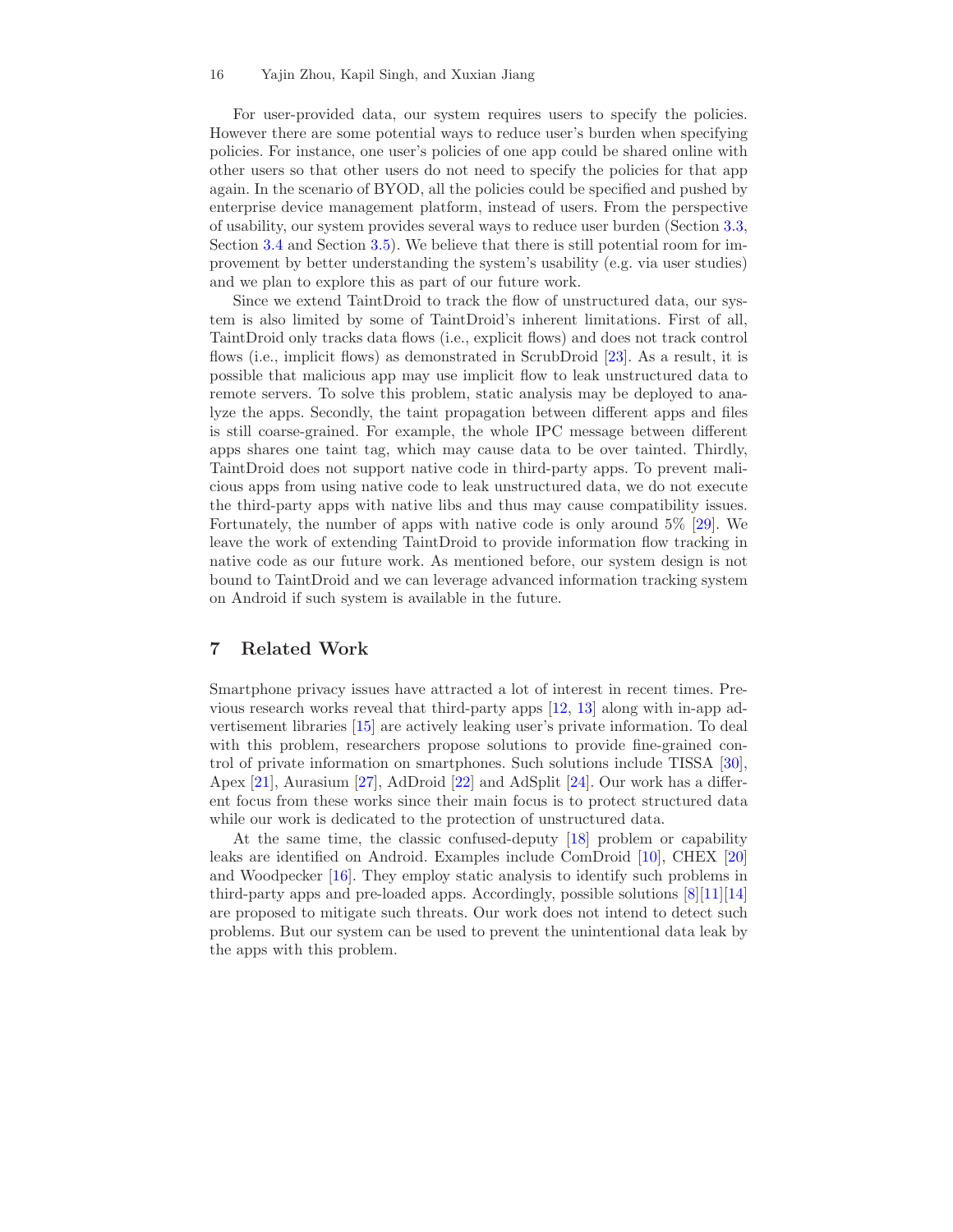For user-provided data, our system requires users to specify the policies. However there are some potential ways to reduce user's burden when specifying policies. For instance, one user's policies of one app could be shared online with other users so that other users do not need to specify the policies for that app again. In the scenario of BYOD, all the policies could be specified and pushed by enterprise device management platform, instead of users. From the perspective of usability, our system provides several ways to reduce user burden (Section 3.3, Section 3.4 and Section 3.5). We believe that there is still potential room for improvement by better understanding the system's usability (e.g. via user studies) and we plan to explore this as part of our future work.

Since we extend TaintDroid to track the flow of unstructured data, our system is also limited by some of TaintDroid's inherent limitations. First of all, TaintDroid only tracks data flows (i.e., explicit flows) and does not track control flows (i.e., implicit flows) as demonstrated in ScrubDroid [23]. As a result, it is possible that malicious app may use implicit flow to leak unstructured data to remote servers. To solve this problem, static analysis may be deployed to analyze the apps. Secondly, the taint propagation between different apps and files is still coarse-grained. For example, the whole IPC message between different apps shares one taint tag, which may cause data to be over tainted. Thirdly, TaintDroid does not support native code in third-party apps. To prevent malicious apps from using native code to leak unstructured data, we do not execute the third-party apps with native libs and thus may cause compatibility issues. Fortunately, the number of apps with native code is only around 5% [29]. We leave the work of extending TaintDroid to provide information flow tracking in native code as our future work. As mentioned before, our system design is not bound to TaintDroid and we can leverage advanced information tracking system on Android if such system is available in the future.

## 7 Related Work

Smartphone privacy issues have attracted a lot of interest in recent times. Previous research works reveal that third-party apps [12, 13] along with in-app advertisement libraries [15] are actively leaking user's private information. To deal with this problem, researchers propose solutions to provide fine-grained control of private information on smartphones. Such solutions include TISSA [30], Apex [21], Aurasium [27], AdDroid [22] and AdSplit [24]. Our work has a different focus from these works since their main focus is to protect structured data while our work is dedicated to the protection of unstructured data.

At the same time, the classic confused-deputy [18] problem or capability leaks are identified on Android. Examples include ComDroid [10], CHEX [20] and Woodpecker [16]. They employ static analysis to identify such problems in third-party apps and pre-loaded apps. Accordingly, possible solutions [8][11][14] are proposed to mitigate such threats. Our work does not intend to detect such problems. But our system can be used to prevent the unintentional data leak by the apps with this problem.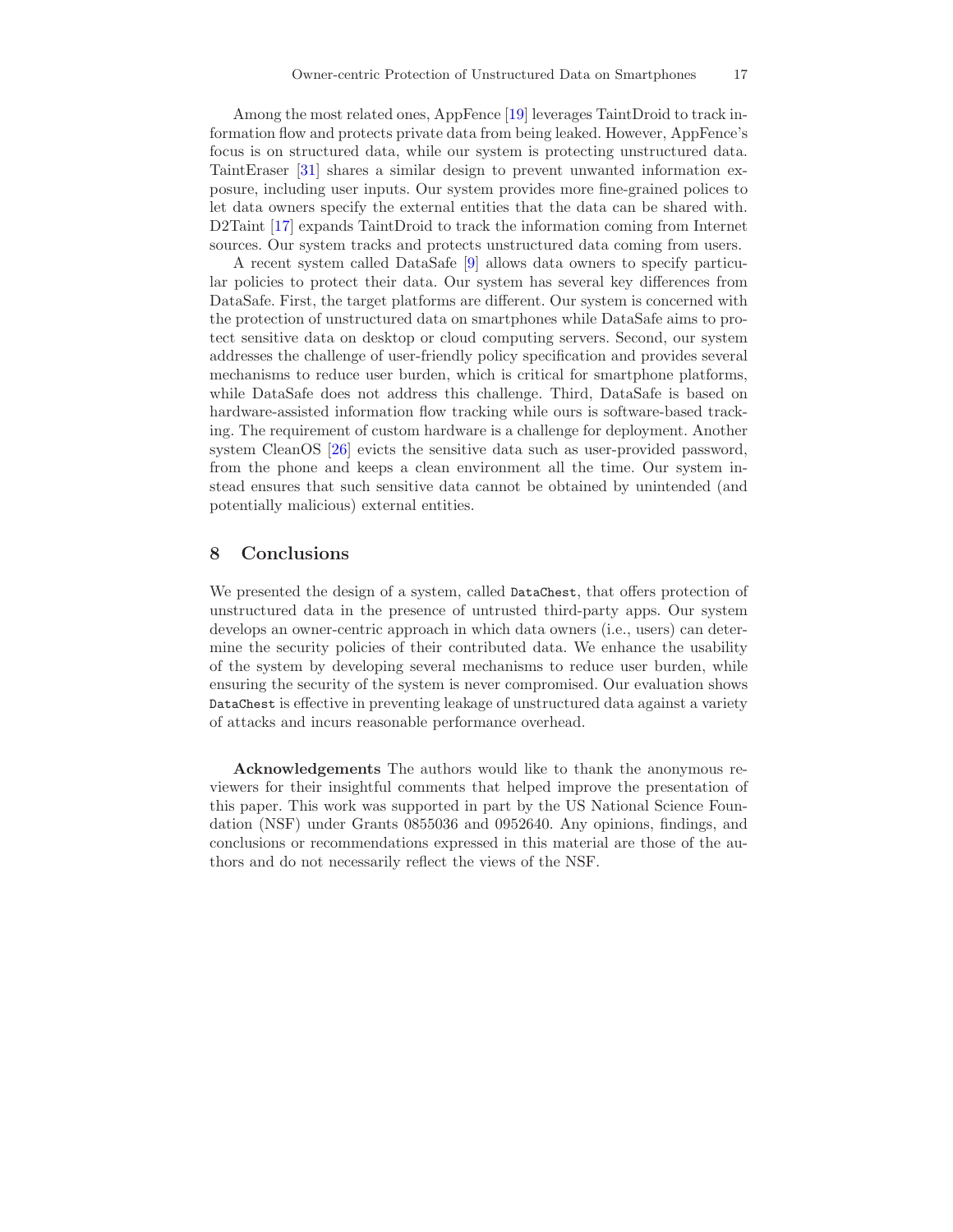Among the most related ones, AppFence [19] leverages TaintDroid to track information flow and protects private data from being leaked. However, AppFence's focus is on structured data, while our system is protecting unstructured data. TaintEraser [31] shares a similar design to prevent unwanted information exposure, including user inputs. Our system provides more fine-grained polices to let data owners specify the external entities that the data can be shared with. D2Taint [17] expands TaintDroid to track the information coming from Internet sources. Our system tracks and protects unstructured data coming from users.

A recent system called DataSafe [9] allows data owners to specify particular policies to protect their data. Our system has several key differences from DataSafe. First, the target platforms are different. Our system is concerned with the protection of unstructured data on smartphones while DataSafe aims to protect sensitive data on desktop or cloud computing servers. Second, our system addresses the challenge of user-friendly policy specification and provides several mechanisms to reduce user burden, which is critical for smartphone platforms, while DataSafe does not address this challenge. Third, DataSafe is based on hardware-assisted information flow tracking while ours is software-based tracking. The requirement of custom hardware is a challenge for deployment. Another system CleanOS [26] evicts the sensitive data such as user-provided password, from the phone and keeps a clean environment all the time. Our system instead ensures that such sensitive data cannot be obtained by unintended (and potentially malicious) external entities.

## 8 Conclusions

We presented the design of a system, called `DataChest`, that offers protection of unstructured data in the presence of untrusted third-party apps. Our system develops an owner-centric approach in which data owners (i.e., users) can determine the security policies of their contributed data. We enhance the usability of the system by developing several mechanisms to reduce user burden, while ensuring the security of the system is never compromised. Our evaluation shows `DataChest` is effective in preventing leakage of unstructured data against a variety of attacks and incurs reasonable performance overhead.

**Acknowledgements** The authors would like to thank the anonymous reviewers for their insightful comments that helped improve the presentation of this paper. This work was supported in part by the US National Science Foundation (NSF) under Grants 0855036 and 0952640. Any opinions, findings, and conclusions or recommendations expressed in this material are those of the authors and do not necessarily reflect the views of the NSF.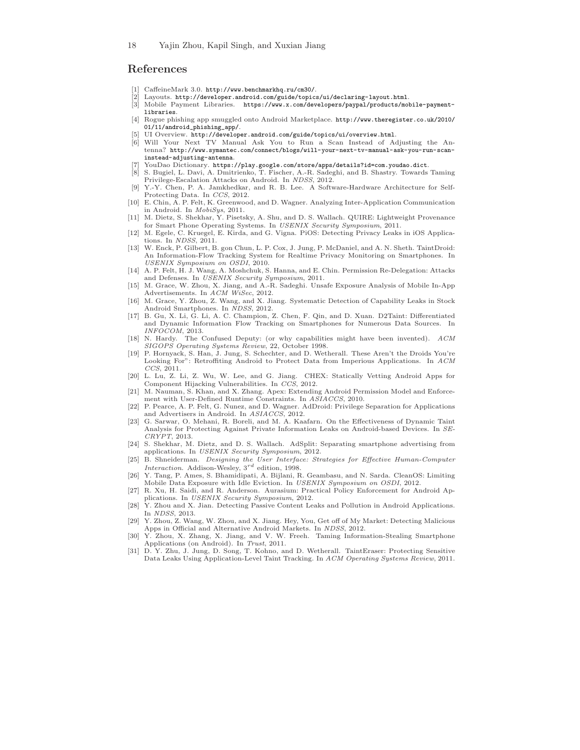## References

[1] CaffeineMark 3.0. http://www.benchmarkhq.ru/cm30/.

[2] Layouts. http://developer.android.com/guide/topics/ui/declaring-layout.html.

[3] Mobile Payment Libraries. https://www.x.com/developers/paypal/products/mobile-payment-libraries.

[4] Rogue phishing app smuggled onto Android Marketplace. http://www.theregister.co.uk/2010/01/11/android_phishing_app/.

[5] UI Overview. http://developer.android.com/guide/topics/ui/overview.html.

[6] Will Your Next TV Manual Ask You to Run a Scan Instead of Adjusting the Antenna? http://www.symantec.com/connect/blogs/will-your-next-tv-manual-ask-you-run-scan-instead-adjusting-antenna.

[7] YouDao Dictionary. https://play.google.com/store/apps/details?id=com.youdao.dict.

[8] S. Bugiel, L. Davi, A. Dmitrienko, T. Fischer, A.-R. Sadeghi, and B. Shastry. Towards Taming Privilege-Escalation Attacks on Android. In *NDSS*, 2012.

[9] Y.-Y. Chen, P. A. Jamkhedkar, and R. B. Lee. A Software-Hardware Architecture for Self-Protecting Data. In *CCS*, 2012.

[10] E. Chin, A. P. Felt, K. Greenwood, and D. Wagner. Analyzing Inter-Application Communication in Android. In *MobiSys*, 2011.

[11] M. Dietz, S. Shekhar, Y. Pisetsky, A. Shu, and D. S. Wallach. QUIRE: Lightweight Provenance for Smart Phone Operating Systems. In *USENIX Security Symposium*, 2011.

[12] M. Egele, C. Kruegel, E. Kirda, and G. Vigna. PiOS: Detecting Privacy Leaks in iOS Applications. In *NDSS*, 2011.

[13] W. Enck, P. Gilbert, B. gon Chun, L. P. Cox, J. Jung, P. McDaniel, and A. N. Sheth. TaintDroid: An Information-Flow Tracking System for Realtime Privacy Monitoring on Smartphones. In *USENIX Symposium on OSDI*, 2010.

[14] A. P. Felt, H. J. Wang, A. Moshchuk, S. Hanna, and E. Chin. Permission Re-Delegation: Attacks and Defenses. In *USENIX Security Symposium*, 2011.

[15] M. Grace, W. Zhou, X. Jiang, and A.-R. Sadeghi. Unsafe Exposure Analysis of Mobile In-App Advertisements. In *ACM WiSec*, 2012.

[16] M. Grace, Y. Zhou, Z. Wang, and X. Jiang. Systematic Detection of Capability Leaks in Stock Android Smartphones. In *NDSS*, 2012.

[17] B. Gu, X. Li, G. Li, A. C. Champion, Z. Chen, F. Qin, and D. Xuan. D2Taint: Differentiated and Dynamic Information Flow Tracking on Smartphones for Numerous Data Sources. In *INFOCOM*, 2013.

[18] N. Hardy. The Confused Deputy: (or why capabilities might have been invented). *ACM SIGOPS Operating Systems Review*, 22, October 1998.

[19] P. Hornyack, S. Han, J. Jung, S. Schechter, and D. Wetherall. These Aren't the Droids You're Looking For": Retroffiting Android to Protect Data from Imperious Applications. In *ACM CCS*, 2011.

[20] L. Lu, Z. Li, Z. Wu, W. Lee, and G. Jiang. CHEX: Statically Vetting Android Apps for Component Hijacking Vulnerabilities. In *CCS*, 2012.

[21] M. Nauman, S. Khan, and X. Zhang. Apex: Extending Android Permission Model and Enforcement with User-Defined Runtime Constraints. In *ASIACCS*, 2010.

[22] P. Pearce, A. P. Felt, G. Nunez, and D. Wagner. AdDroid: Privilege Separation for Applications and Advertisers in Android. In *ASIACCS*, 2012.

[23] G. Sarwar, O. Mehani, R. Boreli, and M. A. Kaafarn. On the Effectiveness of Dynamic Taint Analysis for Protecting Against Private Information Leaks on Android-based Devices. In *SECRYPT*, 2013.

[24] S. Shekhar, M. Dietz, and D. S. Wallach. AdSplit: Separating smartphone advertising from applications. In *USENIX Security Symposium*, 2012.

[25] B. Shneiderman. *Designing the User Interface: Strategies for Effective Human-Computer Interaction*. Addison-Wesley, $3^{rd}$ edition, 1998.

[26] Y. Tang, P. Ames, S. Bhamidipati, A. Bijlani, R. Geambasu, and N. Sarda. CleanOS: Limiting Mobile Data Exposure with Idle Eviction. In *USENIX Symposium on OSDI*, 2012.

[27] R. Xu, H. Saidi, and R. Anderson. Aurasium: Practical Policy Enforcement for Android Applications. In *USENIX Security Symposium*, 2012.

[28] Y. Zhou and X. Jian. Detecting Passive Content Leaks and Pollution in Android Applications. In *NDSS*, 2013.

[29] Y. Zhou, Z. Wang, W. Zhou, and X. Jiang. Hey, You, Get off of My Market: Detecting Malicious Apps in Official and Alternative Android Markets. In *NDSS*, 2012.

[30] Y. Zhou, X. Zhang, X. Jiang, and V. W. Freeh. Taming Information-Stealing Smartphone Applications (on Android). In *Trust*, 2011.

[31] D. Y. Zhu, J. Jung, D. Song, T. Kohno, and D. Wetherall. TaintEraser: Protecting Sensitive Data Leaks Using Application-Level Taint Tracking. In *ACM Operating Systems Review*, 2011.